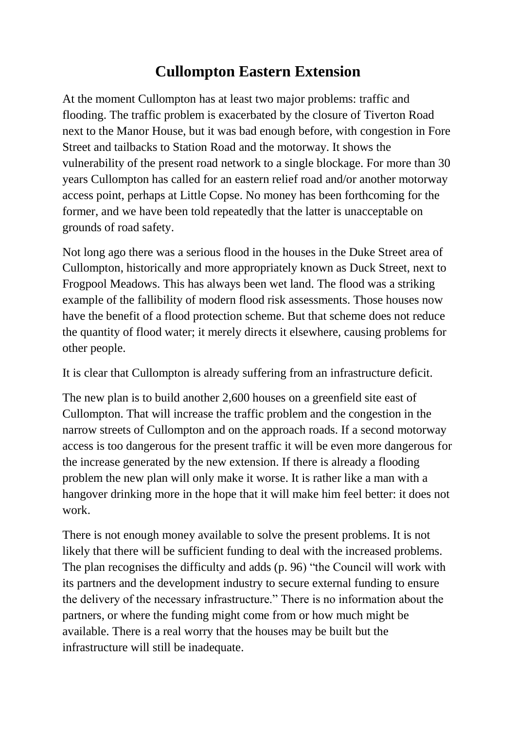# Cullompton Eastern Extension

At the moment Cullompton has at least two major problems: traffic and flooding. The traffic problem is exacerbated by the closure of Tiverton Road next to the Manor House, but it was bad enough before, with congestion in Fore Street and tailbacks to Station Road and the motorway. It shows the vulnerability of the present road network to a single blockage. For more than 30 years Cullompton has called for an eastern relief road and/or another motorway access point, perhaps at Little Copse. No money has been forthcoming for the former, and we have been told repeatedly that the latter is unacceptable on grounds of road safety.

Not long ago there was a serious flood in the houses in the Duke Street area of Cullompton, historically and more appropriately known as Duck Street, next to Frogpool Meadows. This has always been wet land. The flood was a striking example of the fallibility of modern flood risk assessments. Those houses now have the benefit of a flood protection scheme. But that scheme does not reduce the quantity of flood water; it merely directs it elsewhere, causing problems for other people.

It is clear that Cullompton is already suffering from an infrastructure deficit.

The new plan is to build another 2,600 houses on a greenfield site east of Cullompton. That will increase the traffic problem and the congestion in the narrow streets of Cullompton and on the approach roads. If a second motorway access is too dangerous for the present traffic it will be even more dangerous for the increase generated by the new extension. If there is already a flooding problem the new plan will only make it worse. It is rather like a man with a hangover drinking more in the hope that it will make him feel better: it does not work.

There is not enough money available to solve the present problems. It is not likely that there will be sufficient funding to deal with the increased problems. The plan recognises the difficulty and adds (p. 96) "the Council will work with its partners and the development industry to secure external funding to ensure the delivery of the necessary infrastructure." There is no information about the partners, or where the funding might come from or how much might be available. There is a real worry that the houses may be built but the infrastructure will still be inadequate.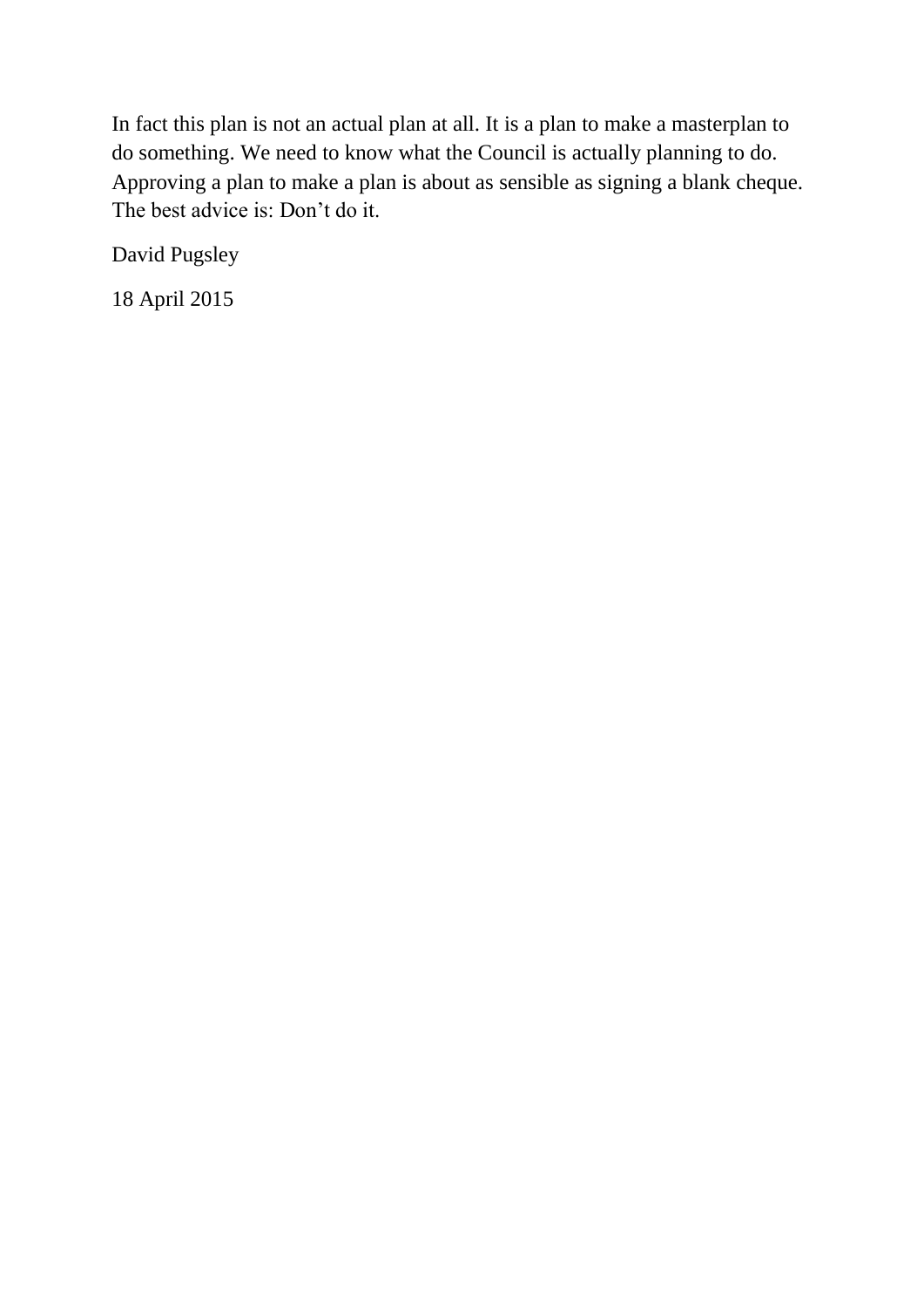In fact this plan is not an actual plan at all. It is a plan to make a masterplan to do something. We need to know what the Council is actually planning to do. Approving a plan to make a plan is about as sensible as signing a blank cheque. The best advice is: Don’t do it.

David Pugsley

18 April 2015